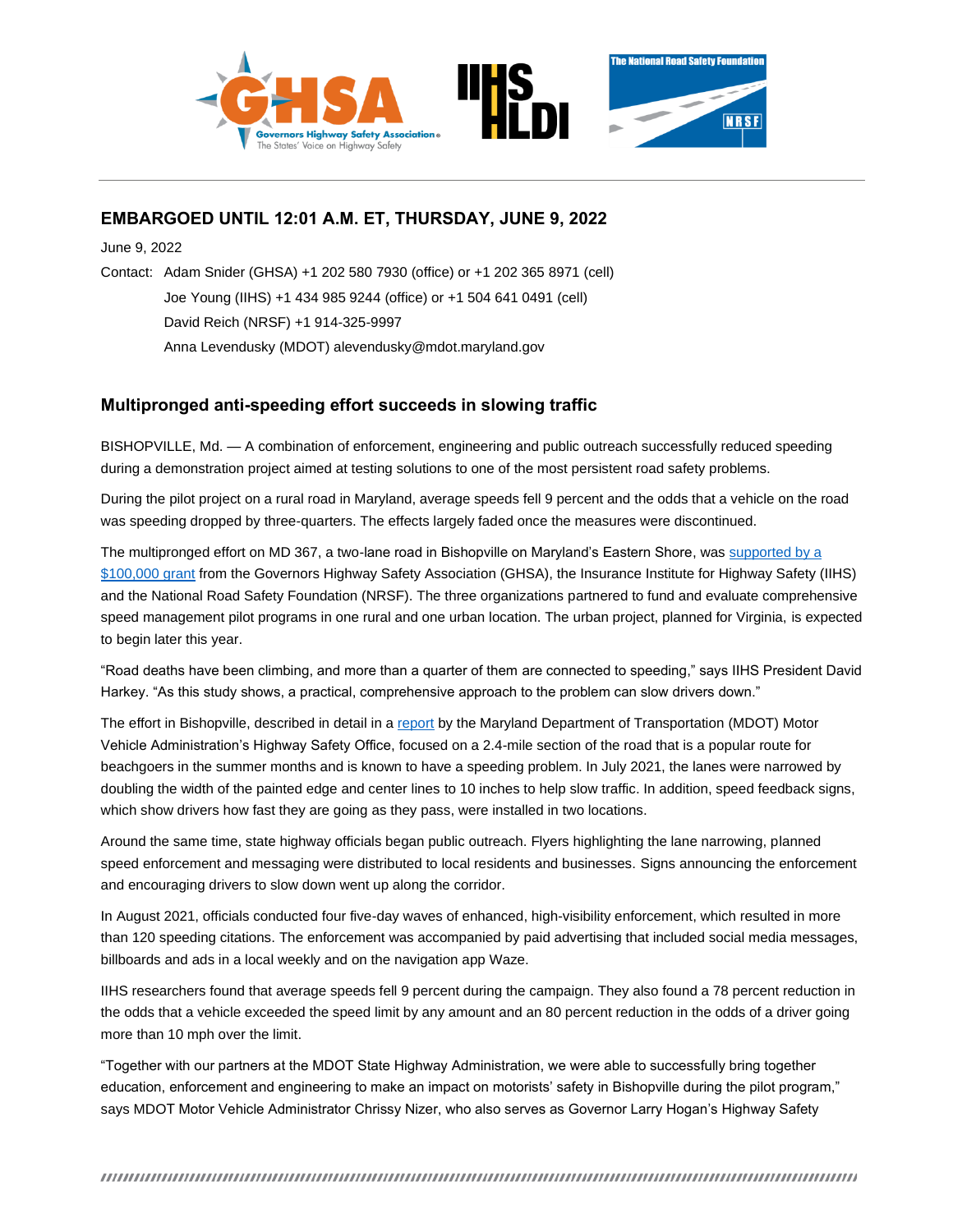**EMBARGOED UNTIL 12:01 A.M. ET, THURSDAY, JUNE 9, 2022**

June 9, 2022

Contact: Adam Snider (GHSA) +1 202 580 7930 (office) or +1 202 365 8971 (cell)
Joe Young (IIHS) +1 434 985 9244 (office) or +1 504 641 0491 (cell)
David Reich (NRSF) +1 914-325-9997
Anna Levendusky (MDOT) alevendusky@mdot.maryland.gov

## Multipronged anti-speeding effort succeeds in slowing traffic

BISHOPVILLE, Md. — A combination of enforcement, engineering and public outreach successfully reduced speeding during a demonstration project aimed at testing solutions to one of the most persistent road safety problems.

During the pilot project on a rural road in Maryland, average speeds fell 9 percent and the odds that a vehicle on the road was speeding dropped by three-quarters. The effects largely faded once the measures were discontinued.

The multipronged effort on MD 367, a two-lane road in Bishopville on Maryland's Eastern Shore, was supported by a $100,000 grant from the Governors Highway Safety Association (GHSA), the Insurance Institute for Highway Safety (IIHS) and the National Road Safety Foundation (NRSF). The three organizations partnered to fund and evaluate comprehensive speed management pilot programs in one rural and one urban location. The urban project, planned for Virginia, is expected to begin later this year.

"Road deaths have been climbing, and more than a quarter of them are connected to speeding," says IIHS President David Harkey. "As this study shows, a practical, comprehensive approach to the problem can slow drivers down."

The effort in Bishopville, described in detail in a report by the Maryland Department of Transportation (MDOT) Motor Vehicle Administration's Highway Safety Office, focused on a 2.4-mile section of the road that is a popular route for beachgoers in the summer months and is known to have a speeding problem. In July 2021, the lanes were narrowed by doubling the width of the painted edge and center lines to 10 inches to help slow traffic. In addition, speed feedback signs, which show drivers how fast they are going as they pass, were installed in two locations.

Around the same time, state highway officials began public outreach. Flyers highlighting the lane narrowing, planned speed enforcement and messaging were distributed to local residents and businesses. Signs announcing the enforcement and encouraging drivers to slow down went up along the corridor.

In August 2021, officials conducted four five-day waves of enhanced, high-visibility enforcement, which resulted in more than 120 speeding citations. The enforcement was accompanied by paid advertising that included social media messages, billboards and ads in a local weekly and on the navigation app Waze.

IIHS researchers found that average speeds fell 9 percent during the campaign. They also found a 78 percent reduction in the odds that a vehicle exceeded the speed limit by any amount and an 80 percent reduction in the odds of a driver going more than 10 mph over the limit.

"Together with our partners at the MDOT State Highway Administration, we were able to successfully bring together education, enforcement and engineering to make an impact on motorists' safety in Bishopville during the pilot program," says MDOT Motor Vehicle Administrator Chrissy Nizer, who also serves as Governor Larry Hogan's Highway Safety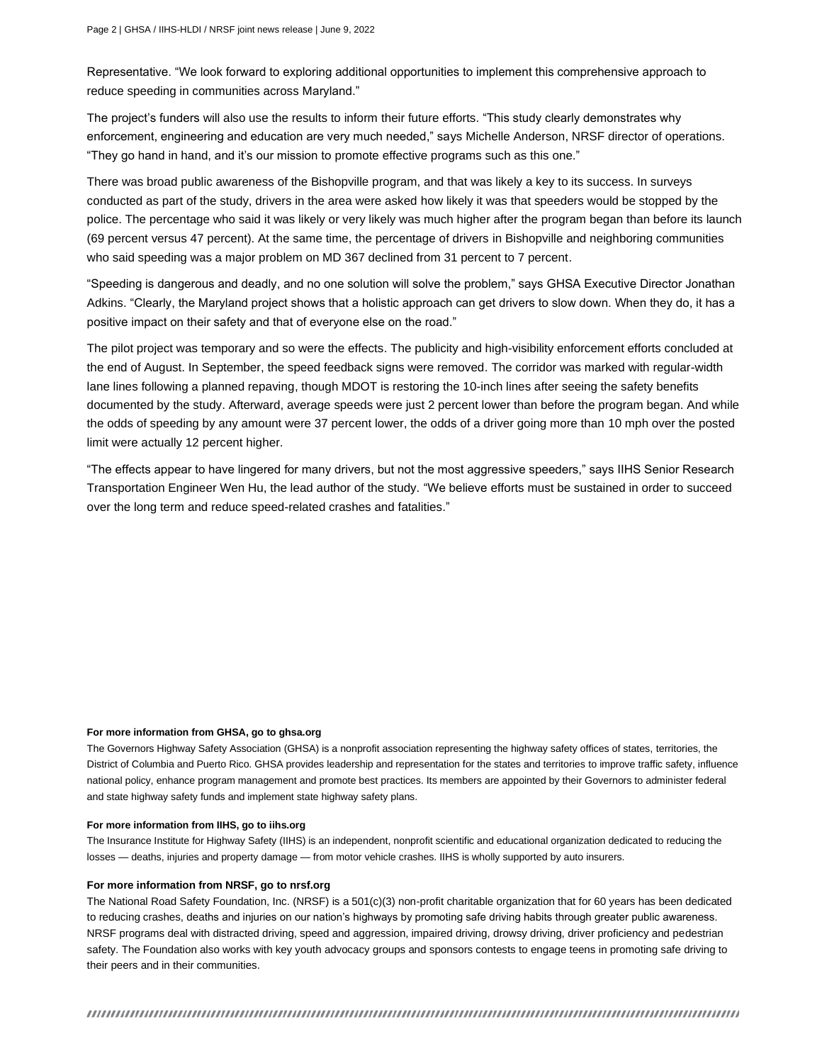Representative. “We look forward to exploring additional opportunities to implement this comprehensive approach to reduce speeding in communities across Maryland.”

The project’s funders will also use the results to inform their future efforts. “This study clearly demonstrates why enforcement, engineering and education are very much needed,” says Michelle Anderson, NRSF director of operations. “They go hand in hand, and it’s our mission to promote effective programs such as this one.”

There was broad public awareness of the Bishopville program, and that was likely a key to its success. In surveys conducted as part of the study, drivers in the area were asked how likely it was that speeders would be stopped by the police. The percentage who said it was likely or very likely was much higher after the program began than before its launch (69 percent versus 47 percent). At the same time, the percentage of drivers in Bishopville and neighboring communities who said speeding was a major problem on MD 367 declined from 31 percent to 7 percent.

“Speeding is dangerous and deadly, and no one solution will solve the problem,” says GHSA Executive Director Jonathan Adkins. “Clearly, the Maryland project shows that a holistic approach can get drivers to slow down. When they do, it has a positive impact on their safety and that of everyone else on the road.”

The pilot project was temporary and so were the effects. The publicity and high-visibility enforcement efforts concluded at the end of August. In September, the speed feedback signs were removed. The corridor was marked with regular-width lane lines following a planned repaving, though MDOT is restoring the 10-inch lines after seeing the safety benefits documented by the study. Afterward, average speeds were just 2 percent lower than before the program began. And while the odds of speeding by any amount were 37 percent lower, the odds of a driver going more than 10 mph over the posted limit were actually 12 percent higher.

“The effects appear to have lingered for many drivers, but not the most aggressive speeders,” says IIHS Senior Research Transportation Engineer Wen Hu, the lead author of the study. “We believe efforts must be sustained in order to succeed over the long term and reduce speed-related crashes and fatalities.”

**For more information from GHSA, go to ghsa.org**

The Governors Highway Safety Association (GHSA) is a nonprofit association representing the highway safety offices of states, territories, the District of Columbia and Puerto Rico. GHSA provides leadership and representation for the states and territories to improve traffic safety, influence national policy, enhance program management and promote best practices. Its members are appointed by their Governors to administer federal and state highway safety funds and implement state highway safety plans.

**For more information from IIHS, go to iihs.org**

The Insurance Institute for Highway Safety (IIHS) is an independent, nonprofit scientific and educational organization dedicated to reducing the losses — deaths, injuries and property damage — from motor vehicle crashes. IIHS is wholly supported by auto insurers.

**For more information from NRSF, go to nrsf.org**

The National Road Safety Foundation, Inc. (NRSF) is a 501(c)(3) non-profit charitable organization that for 60 years has been dedicated to reducing crashes, deaths and injuries on our nation’s highways by promoting safe driving habits through greater public awareness. NRSF programs deal with distracted driving, speed and aggression, impaired driving, drowsy driving, driver proficiency and pedestrian safety. The Foundation also works with key youth advocacy groups and sponsors contests to engage teens in promoting safe driving to their peers and in their communities.